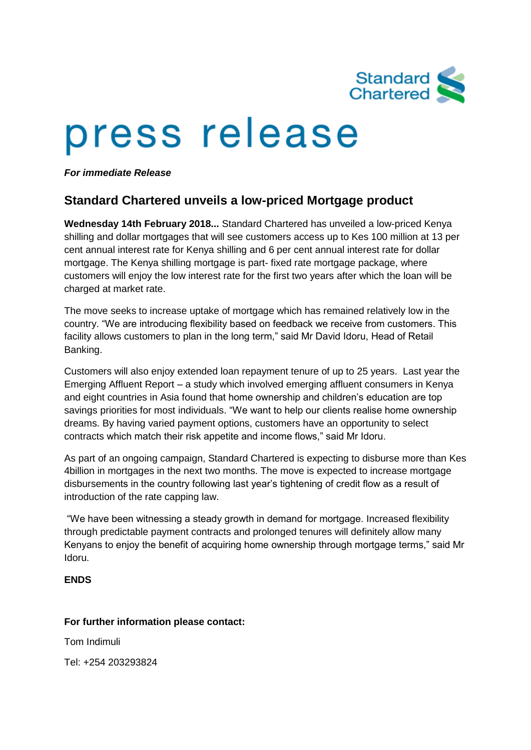Standard Chartered

# press release

***For immediate Release***

## Standard Chartered unveils a low-priced Mortgage product

**Wednesday 14th February 2018...** Standard Chartered has unveiled a low-priced Kenya shilling and dollar mortgages that will see customers access up to Kes 100 million at 13 per cent annual interest rate for Kenya shilling and 6 per cent annual interest rate for dollar mortgage. The Kenya shilling mortgage is part- fixed rate mortgage package, where customers will enjoy the low interest rate for the first two years after which the loan will be charged at market rate.

The move seeks to increase uptake of mortgage which has remained relatively low in the country. "We are introducing flexibility based on feedback we receive from customers. This facility allows customers to plan in the long term," said Mr David Idoru, Head of Retail Banking.

Customers will also enjoy extended loan repayment tenure of up to 25 years. Last year the Emerging Affluent Report – a study which involved emerging affluent consumers in Kenya and eight countries in Asia found that home ownership and children's education are top savings priorities for most individuals. "We want to help our clients realise home ownership dreams. By having varied payment options, customers have an opportunity to select contracts which match their risk appetite and income flows," said Mr Idoru.

As part of an ongoing campaign, Standard Chartered is expecting to disburse more than Kes 4billion in mortgages in the next two months. The move is expected to increase mortgage disbursements in the country following last year's tightening of credit flow as a result of introduction of the rate capping law.

"We have been witnessing a steady growth in demand for mortgage. Increased flexibility through predictable payment contracts and prolonged tenures will definitely allow many Kenyans to enjoy the benefit of acquiring home ownership through mortgage terms," said Mr Idoru.

**ENDS**

**For further information please contact:**

Tom Indimuli

Tel: +254 203293824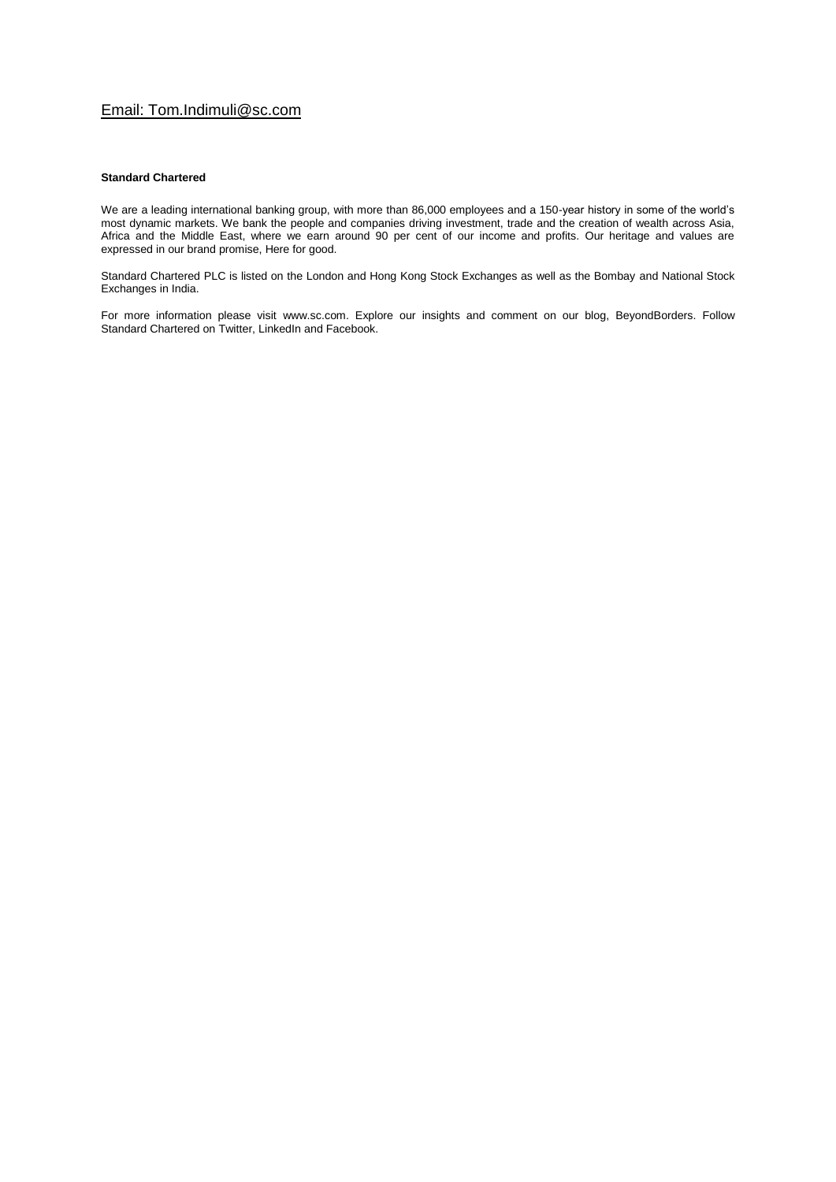Email: Tom.Indimuli@sc.com

**Standard Chartered**

We are a leading international banking group, with more than 86,000 employees and a 150-year history in some of the world's most dynamic markets. We bank the people and companies driving investment, trade and the creation of wealth across Asia, Africa and the Middle East, where we earn around 90 per cent of our income and profits. Our heritage and values are expressed in our brand promise, Here for good.

Standard Chartered PLC is listed on the London and Hong Kong Stock Exchanges as well as the Bombay and National Stock Exchanges in India.

For more information please visit www.sc.com. Explore our insights and comment on our blog, BeyondBorders. Follow Standard Chartered on Twitter, LinkedIn and Facebook.